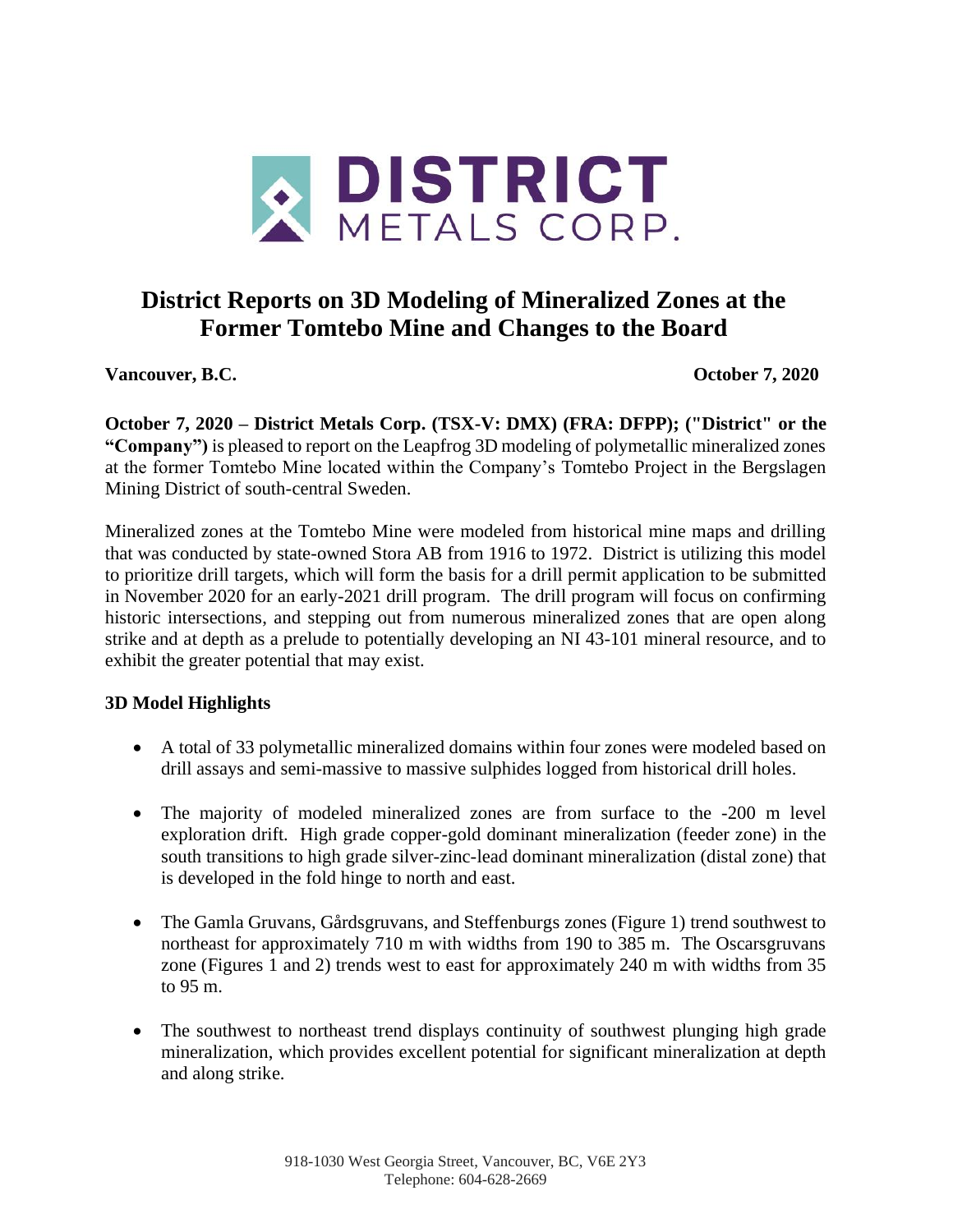DISTRICT
METALS CORP.

# District Reports on 3D Modeling of Mineralized Zones at the Former Tomtebo Mine and Changes to the Board

**Vancouver, B.C.** **October 7, 2020**

**October 7, 2020 – District Metals Corp. (TSX-V: DMX) (FRA: DFPP); ("District" or the "Company")** is pleased to report on the Leapfrog 3D modeling of polymetallic mineralized zones at the former Tomtebo Mine located within the Company's Tomtebo Project in the Bergslagen Mining District of south-central Sweden.

Mineralized zones at the Tomtebo Mine were modeled from historical mine maps and drilling that was conducted by state-owned Stora AB from 1916 to 1972. District is utilizing this model to prioritize drill targets, which will form the basis for a drill permit application to be submitted in November 2020 for an early-2021 drill program. The drill program will focus on confirming historic intersections, and stepping out from numerous mineralized zones that are open along strike and at depth as a prelude to potentially developing an NI 43-101 mineral resource, and to exhibit the greater potential that may exist.

### 3D Model Highlights

- A total of 33 polymetallic mineralized domains within four zones were modeled based on drill assays and semi-massive to massive sulphides logged from historical drill holes.
- The majority of modeled mineralized zones are from surface to the -200 m level exploration drift. High grade copper-gold dominant mineralization (feeder zone) in the south transitions to high grade silver-zinc-lead dominant mineralization (distal zone) that is developed in the fold hinge to north and east.
- The Gamla Gruvans, Gårdsgruvans, and Steffenburgs zones (Figure 1) trend southwest to northeast for approximately 710 m with widths from 190 to 385 m. The Oscarsgruvans zone (Figures 1 and 2) trends west to east for approximately 240 m with widths from 35 to 95 m.
- The southwest to northeast trend displays continuity of southwest plunging high grade mineralization, which provides excellent potential for significant mineralization at depth and along strike.

918-1030 West Georgia Street, Vancouver, BC, V6E 2Y3
Telephone: 604-628-2669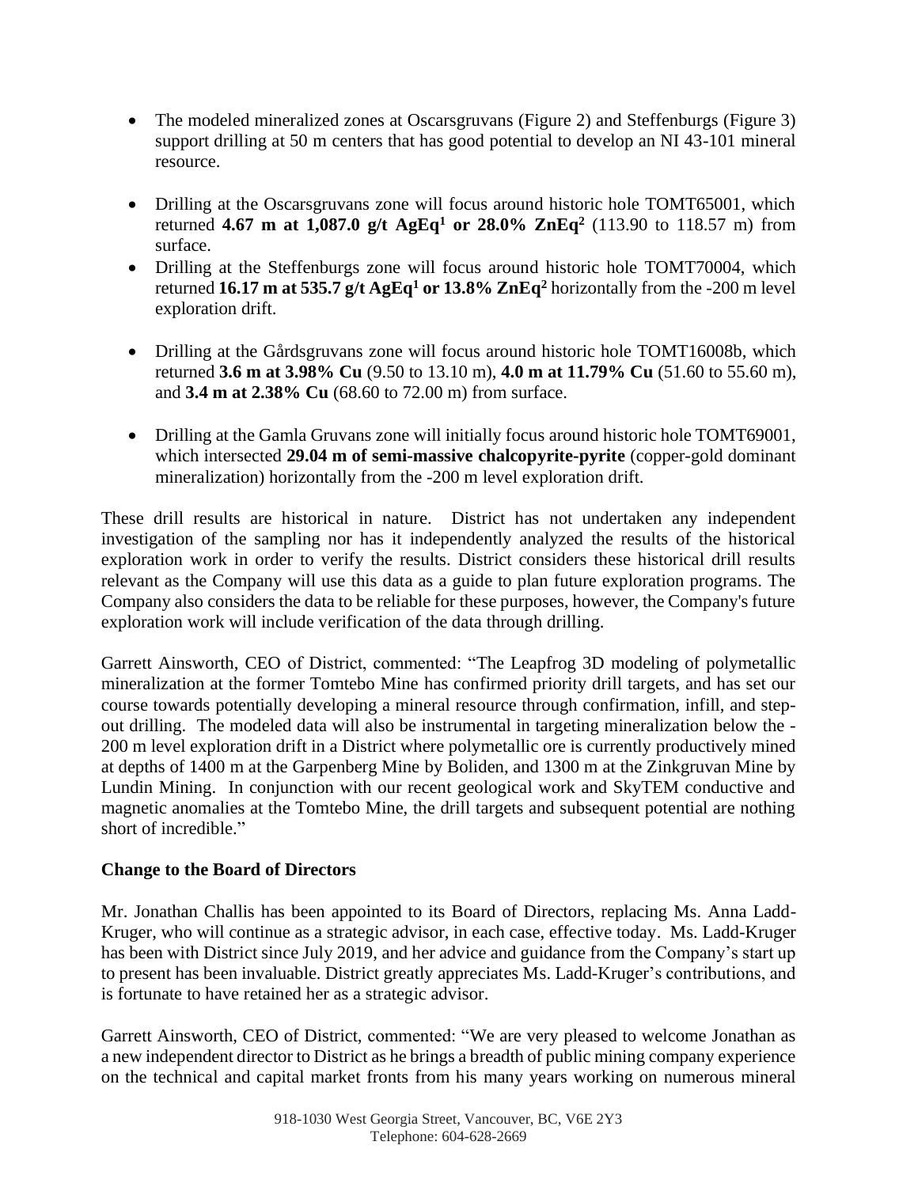- The modeled mineralized zones at Oscarsgruvans (Figure 2) and Steffenburgs (Figure 3) support drilling at 50 m centers that has good potential to develop an NI 43-101 mineral resource.

- Drilling at the Oscarsgruvans zone will focus around historic hole TOMT65001, which returned **4.67 m at 1,087.0 g/t AgEq[1] or 28.0% ZnEq[2]** (113.90 to 118.57 m) from surface.
- Drilling at the Steffenburgs zone will focus around historic hole TOMT70004, which returned **16.17 m at 535.7 g/t AgEq[1] or 13.8% ZnEq[2]** horizontally from the -200 m level exploration drift.

- Drilling at the Gårdsgruvans zone will focus around historic hole TOMT16008b, which returned **3.6 m at 3.98% Cu** (9.50 to 13.10 m), **4.0 m at 11.79% Cu** (51.60 to 55.60 m), and **3.4 m at 2.38% Cu** (68.60 to 72.00 m) from surface.

- Drilling at the Gamla Gruvans zone will initially focus around historic hole TOMT69001, which intersected **29.04 m of semi-massive chalcopyrite-pyrite** (copper-gold dominant mineralization) horizontally from the -200 m level exploration drift.

These drill results are historical in nature. District has not undertaken any independent investigation of the sampling nor has it independently analyzed the results of the historical exploration work in order to verify the results. District considers these historical drill results relevant as the Company will use this data as a guide to plan future exploration programs. The Company also considers the data to be reliable for these purposes, however, the Company's future exploration work will include verification of the data through drilling.

Garrett Ainsworth, CEO of District, commented: "The Leapfrog 3D modeling of polymetallic mineralization at the former Tomtebo Mine has confirmed priority drill targets, and has set our course towards potentially developing a mineral resource through confirmation, infill, and step-out drilling. The modeled data will also be instrumental in targeting mineralization below the -200 m level exploration drift in a District where polymetallic ore is currently productively mined at depths of 1400 m at the Garpenberg Mine by Boliden, and 1300 m at the Zinkgruvan Mine by Lundin Mining. In conjunction with our recent geological work and SkyTEM conductive and magnetic anomalies at the Tomtebo Mine, the drill targets and subsequent potential are nothing short of incredible."

## Change to the Board of Directors

Mr. Jonathan Challis has been appointed to its Board of Directors, replacing Ms. Anna Ladd-Kruger, who will continue as a strategic advisor, in each case, effective today. Ms. Ladd-Kruger has been with District since July 2019, and her advice and guidance from the Company's start up to present has been invaluable. District greatly appreciates Ms. Ladd-Kruger's contributions, and is fortunate to have retained her as a strategic advisor.

Garrett Ainsworth, CEO of District, commented: "We are very pleased to welcome Jonathan as a new independent director to District as he brings a breadth of public mining company experience on the technical and capital market fronts from his many years working on numerous mineral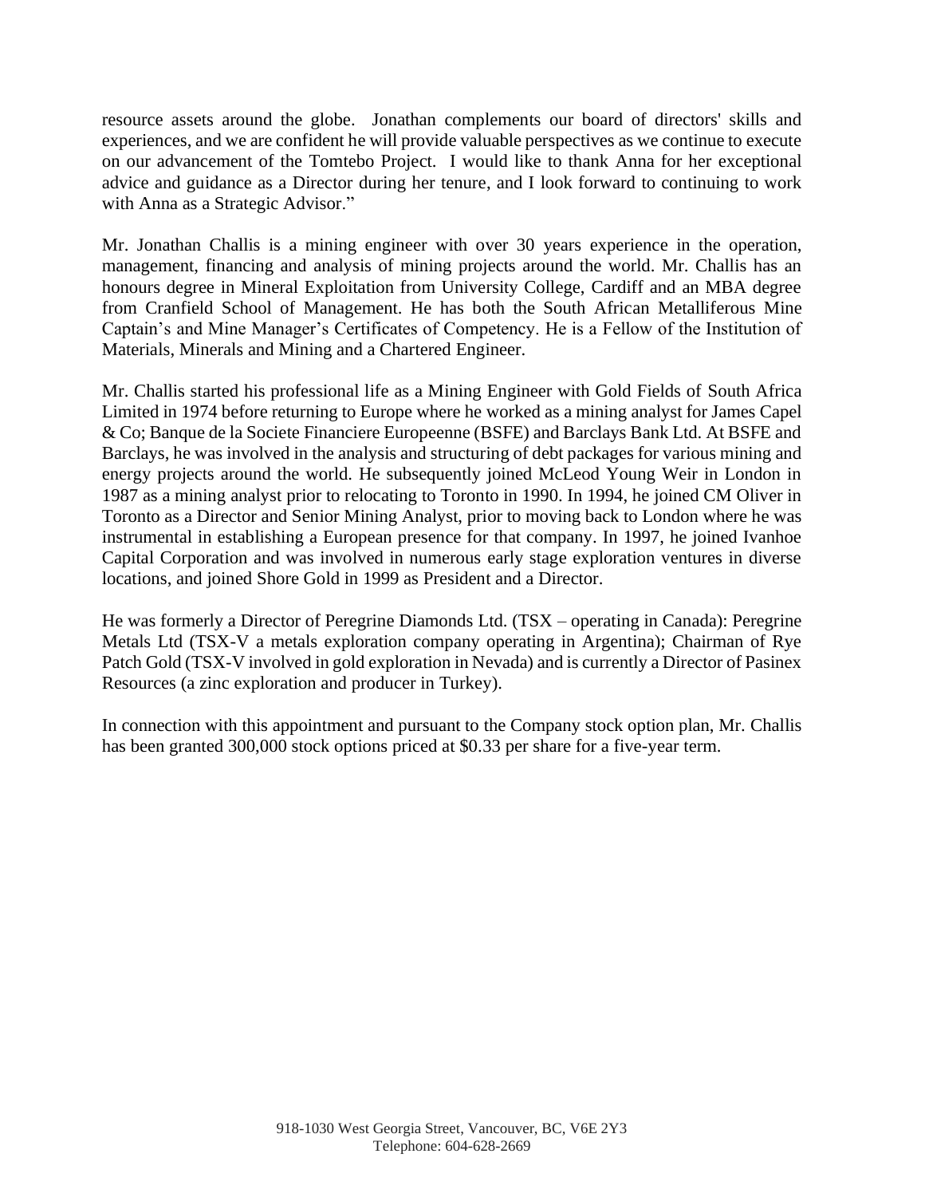resource assets around the globe. Jonathan complements our board of directors' skills and experiences, and we are confident he will provide valuable perspectives as we continue to execute on our advancement of the Tomtebo Project. I would like to thank Anna for her exceptional advice and guidance as a Director during her tenure, and I look forward to continuing to work with Anna as a Strategic Advisor."

Mr. Jonathan Challis is a mining engineer with over 30 years experience in the operation, management, financing and analysis of mining projects around the world. Mr. Challis has an honours degree in Mineral Exploitation from University College, Cardiff and an MBA degree from Cranfield School of Management. He has both the South African Metalliferous Mine Captain's and Mine Manager's Certificates of Competency. He is a Fellow of the Institution of Materials, Minerals and Mining and a Chartered Engineer.

Mr. Challis started his professional life as a Mining Engineer with Gold Fields of South Africa Limited in 1974 before returning to Europe where he worked as a mining analyst for James Capel & Co; Banque de la Societe Financiere Europeenne (BSFE) and Barclays Bank Ltd. At BSFE and Barclays, he was involved in the analysis and structuring of debt packages for various mining and energy projects around the world. He subsequently joined McLeod Young Weir in London in 1987 as a mining analyst prior to relocating to Toronto in 1990. In 1994, he joined CM Oliver in Toronto as a Director and Senior Mining Analyst, prior to moving back to London where he was instrumental in establishing a European presence for that company. In 1997, he joined Ivanhoe Capital Corporation and was involved in numerous early stage exploration ventures in diverse locations, and joined Shore Gold in 1999 as President and a Director.

He was formerly a Director of Peregrine Diamonds Ltd. (TSX – operating in Canada): Peregrine Metals Ltd (TSX-V a metals exploration company operating in Argentina); Chairman of Rye Patch Gold (TSX-V involved in gold exploration in Nevada) and is currently a Director of Pasinex Resources (a zinc exploration and producer in Turkey).

In connection with this appointment and pursuant to the Company stock option plan, Mr. Challis has been granted 300,000 stock options priced at $0.33 per share for a five-year term.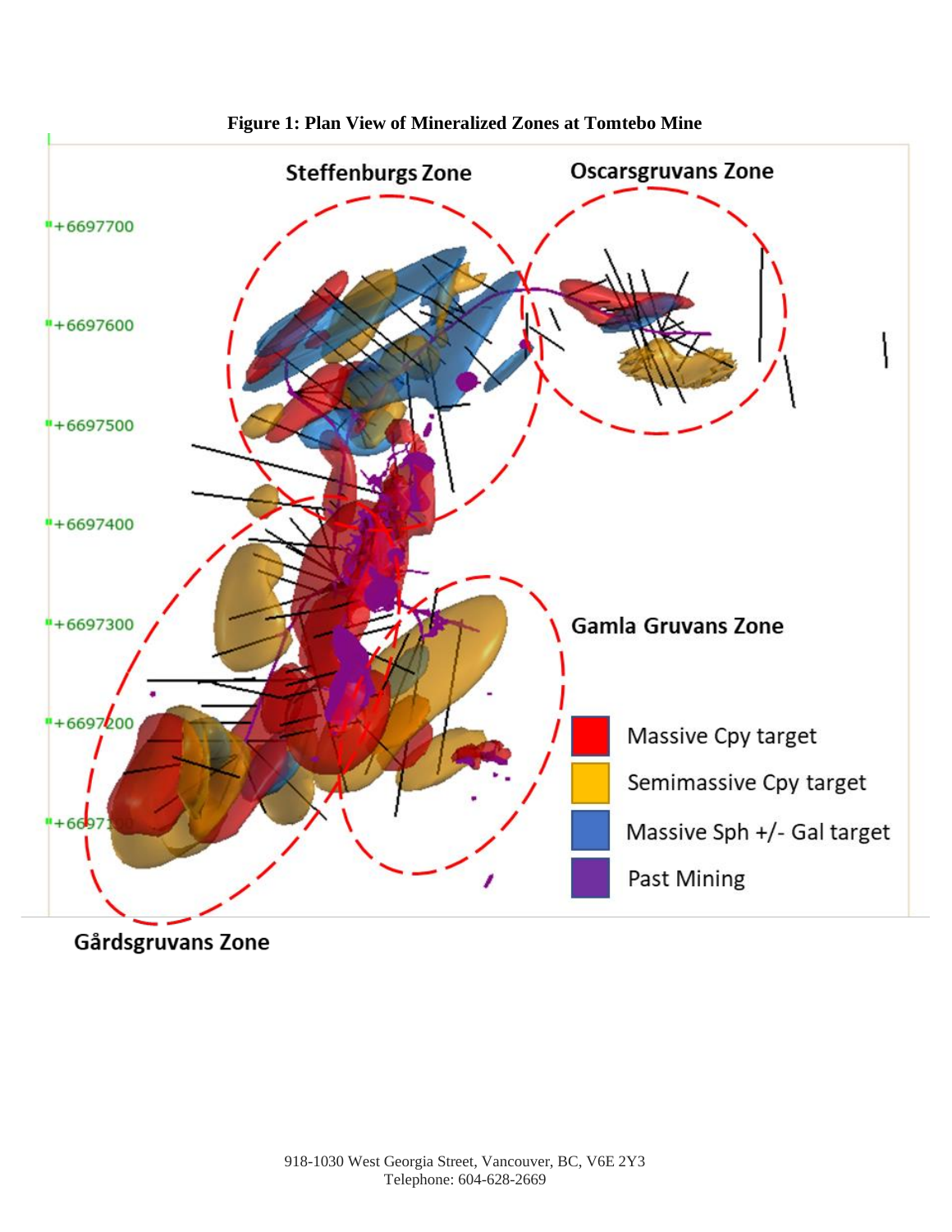**Figure 1: Plan View of Mineralized Zones at Tomtebo Mine**

Steffenburgs Zone

Oscarsgruvans Zone

Gamla Gruvans Zone

Gårdsgruvans Zone

+6697700

+6697600

+6697500

+6697400

+6697300

+6697200

+6697100

Massive Cpy target

Semimassive Cpy target

Massive Sph +/- Gal target

Past Mining

918-1030 West Georgia Street, Vancouver, BC, V6E 2Y3
Telephone: 604-628-2669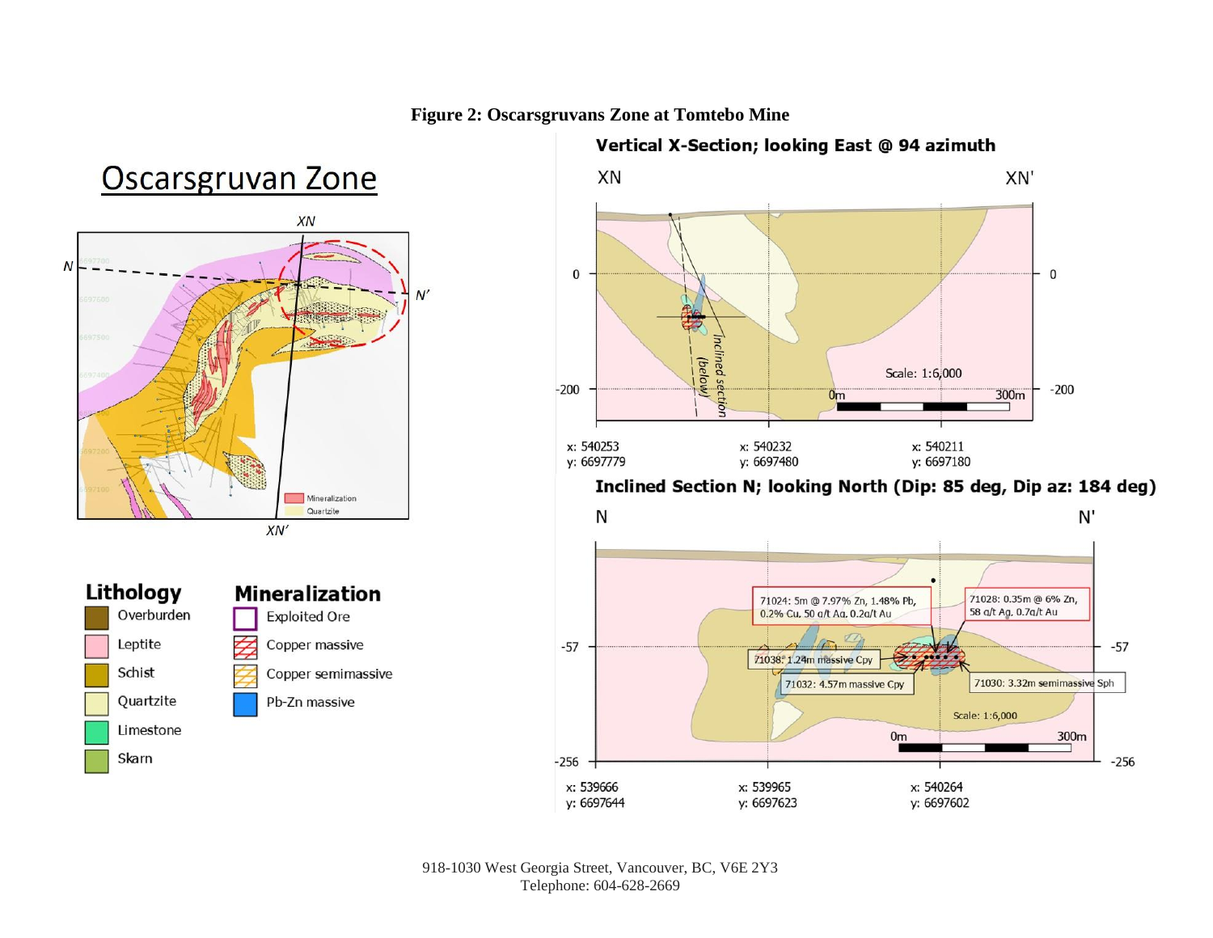**Figure 2: Oscarsgruvans Zone at Tomtebo Mine**

## Oscarsgruvan Zone

XN

N

N'

XN'

Mineralization

Quartzite

### Lithology

- Overburden
- Leptite
- Schist
- Quartzite
- Limestone
- Skarn

### Mineralization

- Exploited Ore
- Copper massive
- Copper semimassive
- Pb-Zn massive

**Vertical X-Section; looking East @ 94 azimuth**

XN XN'

0

-200

Inclined section (below)

Scale: 1:6,000

0m 300m

x: 540253 y: 6697779

x: 540232 y: 6697480

x: 540211 y: 6697180

**Inclined Section N; looking North (Dip: 85 deg, Dip az: 184 deg)**

N N'

-57

-256

71024: 5m @ 7.97% Zn, 1.48% Pb, 0.2% Cu, 50 g/t Ag, 0.2g/t Au

71028: 0.35m @ 6% Zn, 58 g/t Ag, 0.7g/t Au

71038: 1.24m massive Cpy

71032: 4.57m massive Cpy

71030: 3.32m semimassive Sph

Scale: 1:6,000

0m 300m

x: 539666 y: 6697644

x: 539965 y: 6697623

x: 540264 y: 6697602

918-1030 West Georgia Street, Vancouver, BC, V6E 2Y3
Telephone: 604-628-2669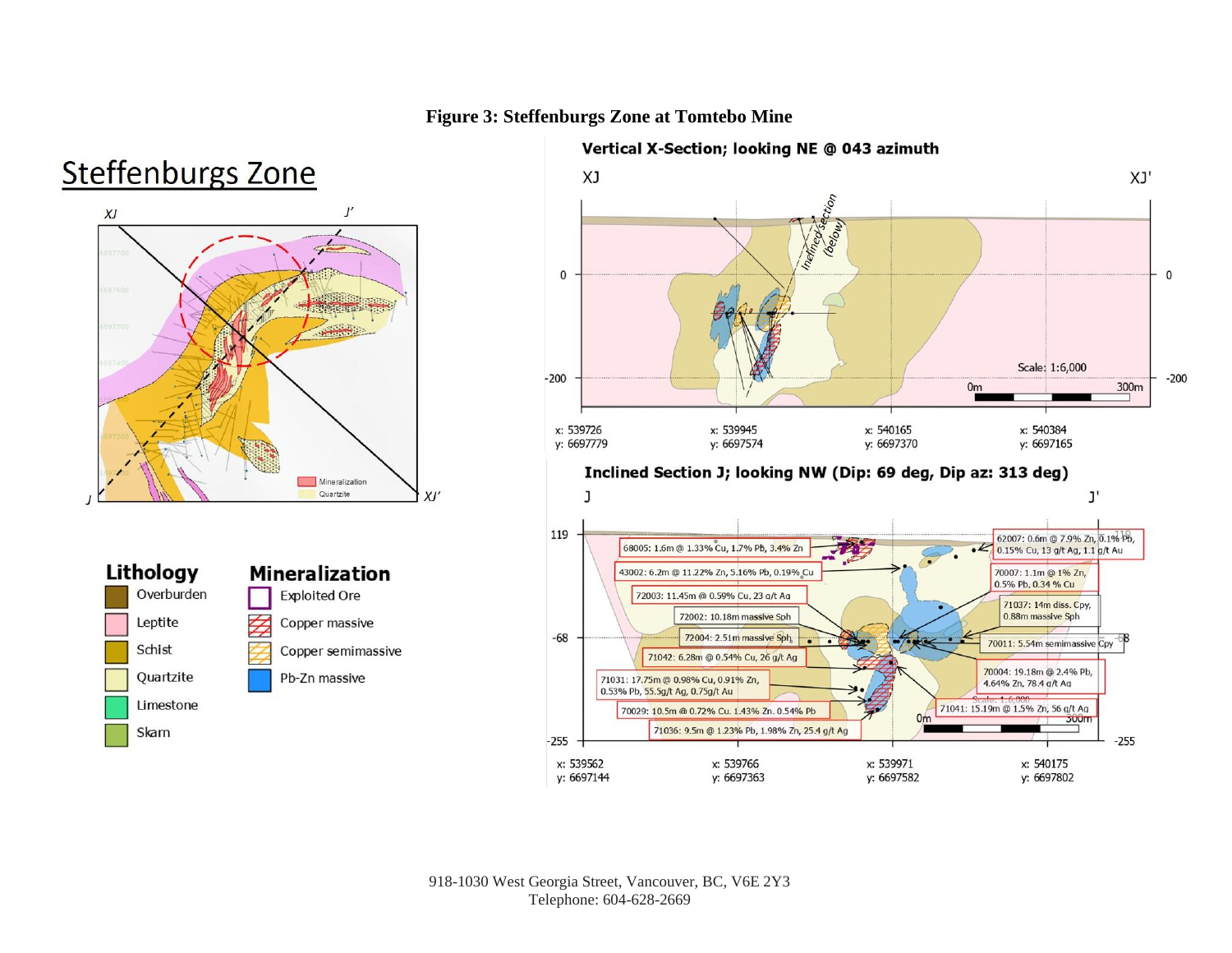**Figure 3: Steffenburgs Zone at Tomtebo Mine**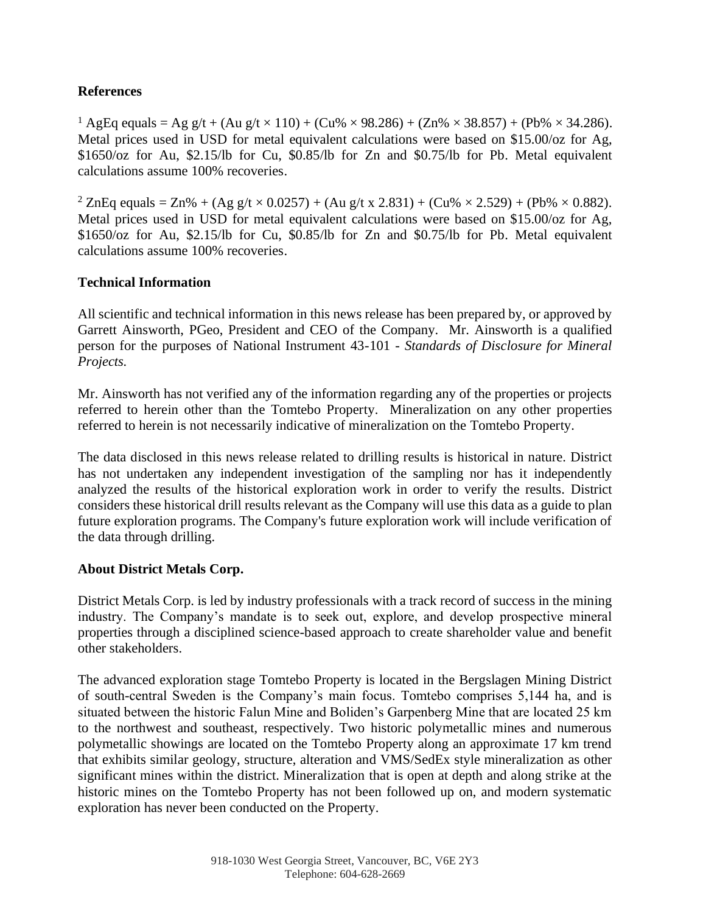**References**

[1] AgEq equals = Ag g/t + (Au g/t × 110) + (Cu% × 98.286) + (Zn% × 38.857) + (Pb% × 34.286). Metal prices used in USD for metal equivalent calculations were based on $15.00/oz for Ag, $1650/oz for Au, $2.15/lb for Cu, $0.85/lb for Zn and $0.75/lb for Pb. Metal equivalent calculations assume 100% recoveries.

[2] ZnEq equals = Zn% + (Ag g/t × 0.0257) + (Au g/t x 2.831) + (Cu% × 2.529) + (Pb% × 0.882). Metal prices used in USD for metal equivalent calculations were based on $15.00/oz for Ag, $1650/oz for Au, $2.15/lb for Cu, $0.85/lb for Zn and $0.75/lb for Pb. Metal equivalent calculations assume 100% recoveries.

**Technical Information**

All scientific and technical information in this news release has been prepared by, or approved by Garrett Ainsworth, PGeo, President and CEO of the Company. Mr. Ainsworth is a qualified person for the purposes of National Instrument 43-101 - *Standards of Disclosure for Mineral Projects.*

Mr. Ainsworth has not verified any of the information regarding any of the properties or projects referred to herein other than the Tomtebo Property. Mineralization on any other properties referred to herein is not necessarily indicative of mineralization on the Tomtebo Property.

The data disclosed in this news release related to drilling results is historical in nature. District has not undertaken any independent investigation of the sampling nor has it independently analyzed the results of the historical exploration work in order to verify the results. District considers these historical drill results relevant as the Company will use this data as a guide to plan future exploration programs. The Company's future exploration work will include verification of the data through drilling.

**About District Metals Corp.**

District Metals Corp. is led by industry professionals with a track record of success in the mining industry. The Company's mandate is to seek out, explore, and develop prospective mineral properties through a disciplined science-based approach to create shareholder value and benefit other stakeholders.

The advanced exploration stage Tomtebo Property is located in the Bergslagen Mining District of south-central Sweden is the Company's main focus. Tomtebo comprises 5,144 ha, and is situated between the historic Falun Mine and Boliden's Garpenberg Mine that are located 25 km to the northwest and southeast, respectively. Two historic polymetallic mines and numerous polymetallic showings are located on the Tomtebo Property along an approximate 17 km trend that exhibits similar geology, structure, alteration and VMS/SedEx style mineralization as other significant mines within the district. Mineralization that is open at depth and along strike at the historic mines on the Tomtebo Property has not been followed up on, and modern systematic exploration has never been conducted on the Property.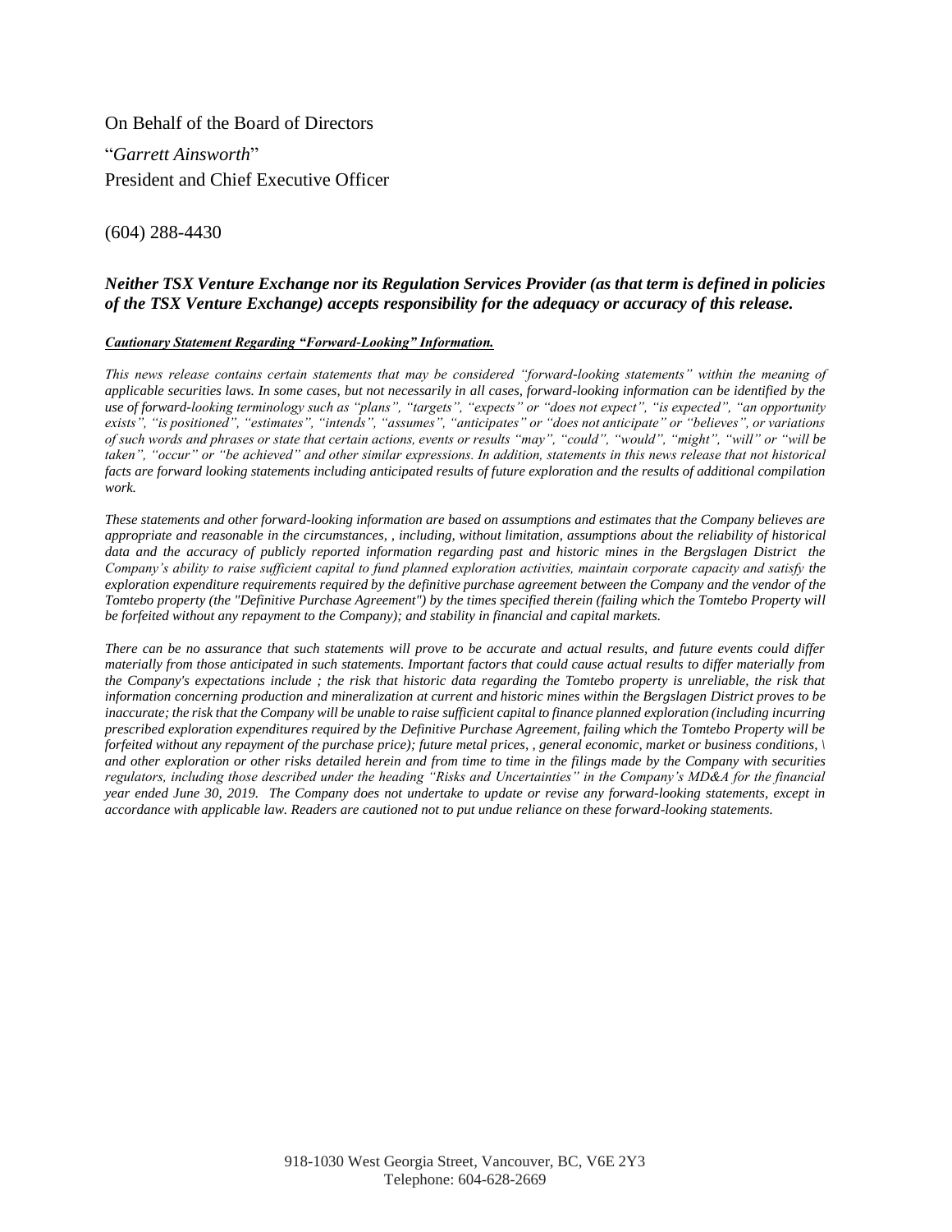On Behalf of the Board of Directors

"*Garrett Ainsworth*"
President and Chief Executive Officer

(604) 288-4430

***Neither TSX Venture Exchange nor its Regulation Services Provider (as that term is defined in policies of the TSX Venture Exchange) accepts responsibility for the adequacy or accuracy of this release.***

***Cautionary Statement Regarding "Forward-Looking" Information.***

*This news release contains certain statements that may be considered "forward-looking statements" within the meaning of applicable securities laws. In some cases, but not necessarily in all cases, forward-looking information can be identified by the use of forward-looking terminology such as "plans", "targets", "expects" or "does not expect", "is expected", "an opportunity exists", "is positioned", "estimates", "intends", "assumes", "anticipates" or "does not anticipate" or "believes", or variations of such words and phrases or state that certain actions, events or results "may", "could", "would", "might", "will" or "will be taken", "occur" or "be achieved" and other similar expressions. In addition, statements in this news release that not historical facts are forward looking statements including anticipated results of future exploration and the results of additional compilation work.*

*These statements and other forward-looking information are based on assumptions and estimates that the Company believes are appropriate and reasonable in the circumstances, , including, without limitation, assumptions about the reliability of historical data and the accuracy of publicly reported information regarding past and historic mines in the Bergslagen District the Company's ability to raise sufficient capital to fund planned exploration activities, maintain corporate capacity and satisfy the exploration expenditure requirements required by the definitive purchase agreement between the Company and the vendor of the Tomtebo property (the "Definitive Purchase Agreement") by the times specified therein (failing which the Tomtebo Property will be forfeited without any repayment to the Company); and stability in financial and capital markets.*

*There can be no assurance that such statements will prove to be accurate and actual results, and future events could differ materially from those anticipated in such statements. Important factors that could cause actual results to differ materially from the Company's expectations include ; the risk that historic data regarding the Tomtebo property is unreliable, the risk that information concerning production and mineralization at current and historic mines within the Bergslagen District proves to be inaccurate; the risk that the Company will be unable to raise sufficient capital to finance planned exploration (including incurring prescribed exploration expenditures required by the Definitive Purchase Agreement, failing which the Tomtebo Property will be forfeited without any repayment of the purchase price); future metal prices, , general economic, market or business conditions, \ and other exploration or other risks detailed herein and from time to time in the filings made by the Company with securities regulators, including those described under the heading "Risks and Uncertainties" in the Company's MD&A for the financial year ended June 30, 2019. The Company does not undertake to update or revise any forward-looking statements, except in accordance with applicable law. Readers are cautioned not to put undue reliance on these forward-looking statements.*